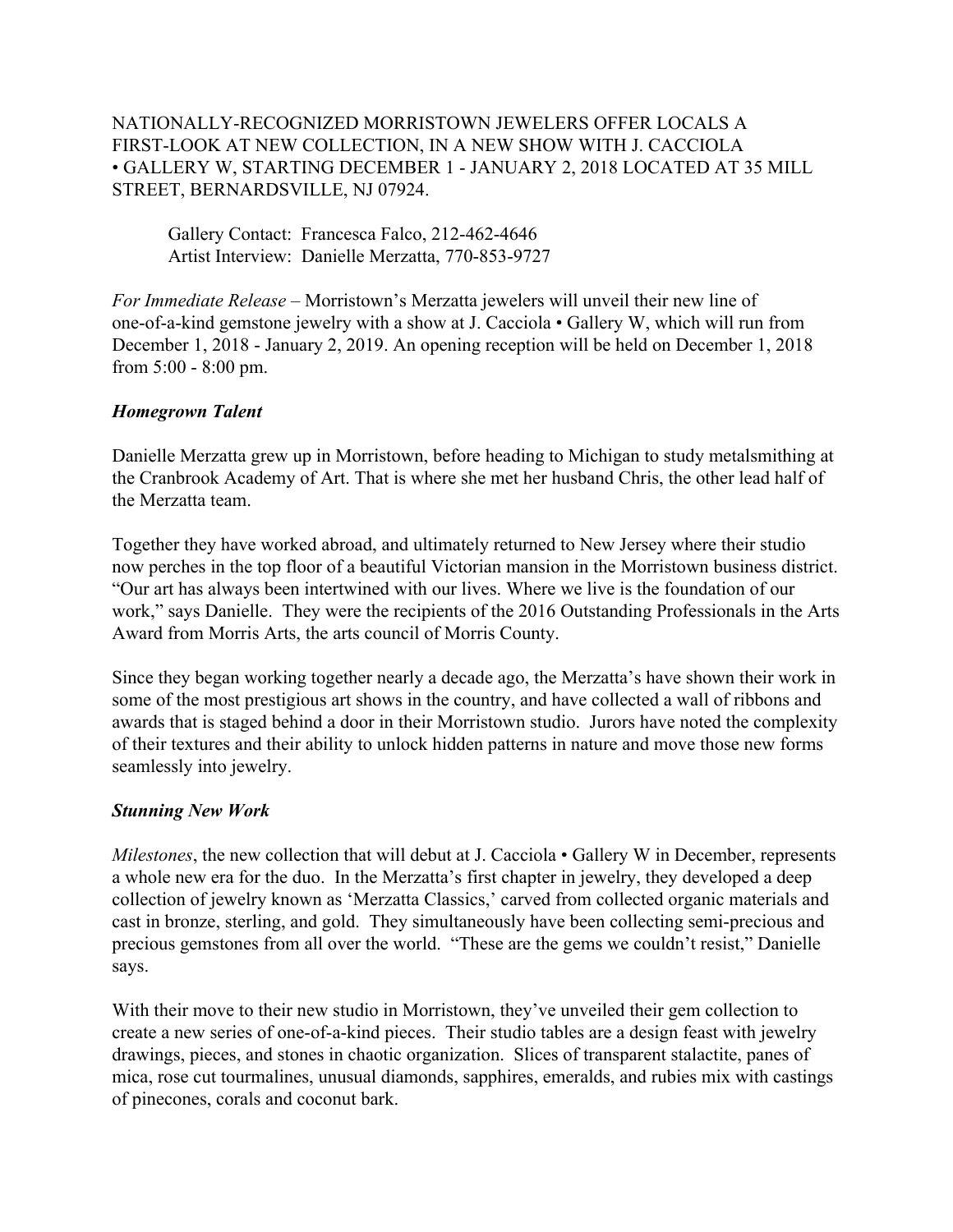NATIONALLY-RECOGNIZED MORRISTOWN JEWELERS OFFER LOCALS A FIRST-LOOK AT NEW COLLECTION, IN A NEW SHOW WITH J. CACCIOLA • GALLERY W, STARTING DECEMBER 1 - JANUARY 2, 2018 LOCATED AT 35 MILL STREET, BERNARDSVILLE, NJ 07924.

Gallery Contact: Francesca Falco, 212-462-4646
Artist Interview: Danielle Merzatta, 770-853-9727

*For Immediate Release* – Morristown's Merzatta jewelers will unveil their new line of one-of-a-kind gemstone jewelry with a show at J. Cacciola • Gallery W, which will run from December 1, 2018 - January 2, 2019. An opening reception will be held on December 1, 2018 from 5:00 - 8:00 pm.

***Homegrown Talent***

Danielle Merzatta grew up in Morristown, before heading to Michigan to study metalsmithing at the Cranbrook Academy of Art. That is where she met her husband Chris, the other lead half of the Merzatta team.

Together they have worked abroad, and ultimately returned to New Jersey where their studio now perches in the top floor of a beautiful Victorian mansion in the Morristown business district. "Our art has always been intertwined with our lives. Where we live is the foundation of our work," says Danielle. They were the recipients of the 2016 Outstanding Professionals in the Arts Award from Morris Arts, the arts council of Morris County.

Since they began working together nearly a decade ago, the Merzatta's have shown their work in some of the most prestigious art shows in the country, and have collected a wall of ribbons and awards that is staged behind a door in their Morristown studio. Jurors have noted the complexity of their textures and their ability to unlock hidden patterns in nature and move those new forms seamlessly into jewelry.

***Stunning New Work***

*Milestones*, the new collection that will debut at J. Cacciola • Gallery W in December, represents a whole new era for the duo. In the Merzatta's first chapter in jewelry, they developed a deep collection of jewelry known as 'Merzatta Classics,' carved from collected organic materials and cast in bronze, sterling, and gold. They simultaneously have been collecting semi-precious and precious gemstones from all over the world. "These are the gems we couldn't resist," Danielle says.

With their move to their new studio in Morristown, they've unveiled their gem collection to create a new series of one-of-a-kind pieces. Their studio tables are a design feast with jewelry drawings, pieces, and stones in chaotic organization. Slices of transparent stalactite, panes of mica, rose cut tourmalines, unusual diamonds, sapphires, emeralds, and rubies mix with castings of pinecones, corals and coconut bark.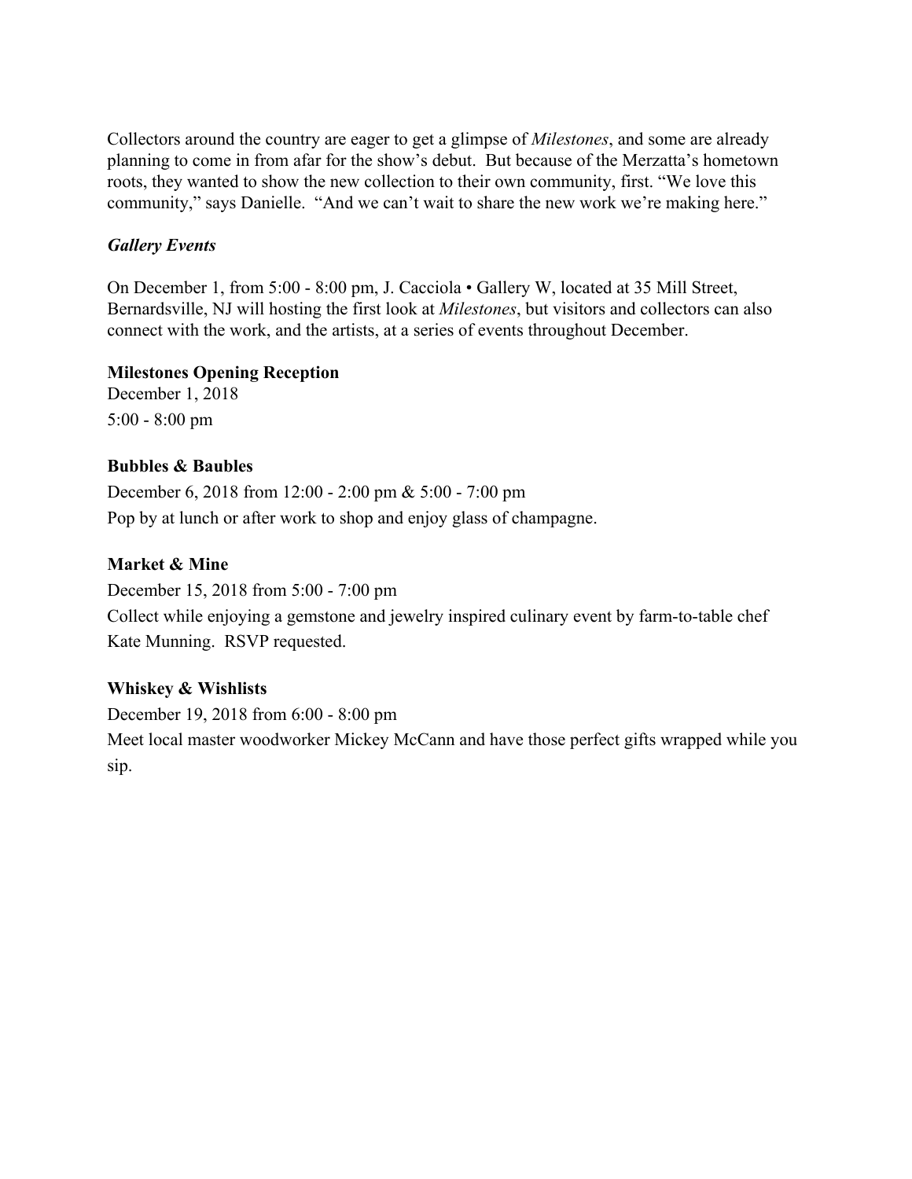Collectors around the country are eager to get a glimpse of *Milestones*, and some are already planning to come in from afar for the show's debut. But because of the Merzatta's hometown roots, they wanted to show the new collection to their own community, first. "We love this community," says Danielle. "And we can't wait to share the new work we're making here."

***Gallery Events***

On December 1, from 5:00 - 8:00 pm, J. Cacciola • Gallery W, located at 35 Mill Street, Bernardsville, NJ will hosting the first look at *Milestones*, but visitors and collectors can also connect with the work, and the artists, at a series of events throughout December.

**Milestones Opening Reception**
December 1, 2018
5:00 - 8:00 pm

**Bubbles & Baubles**
December 6, 2018 from 12:00 - 2:00 pm & 5:00 - 7:00 pm
Pop by at lunch or after work to shop and enjoy glass of champagne.

**Market & Mine**
December 15, 2018 from 5:00 - 7:00 pm
Collect while enjoying a gemstone and jewelry inspired culinary event by farm-to-table chef Kate Munning. RSVP requested.

**Whiskey & Wishlists**
December 19, 2018 from 6:00 - 8:00 pm
Meet local master woodworker Mickey McCann and have those perfect gifts wrapped while you sip.